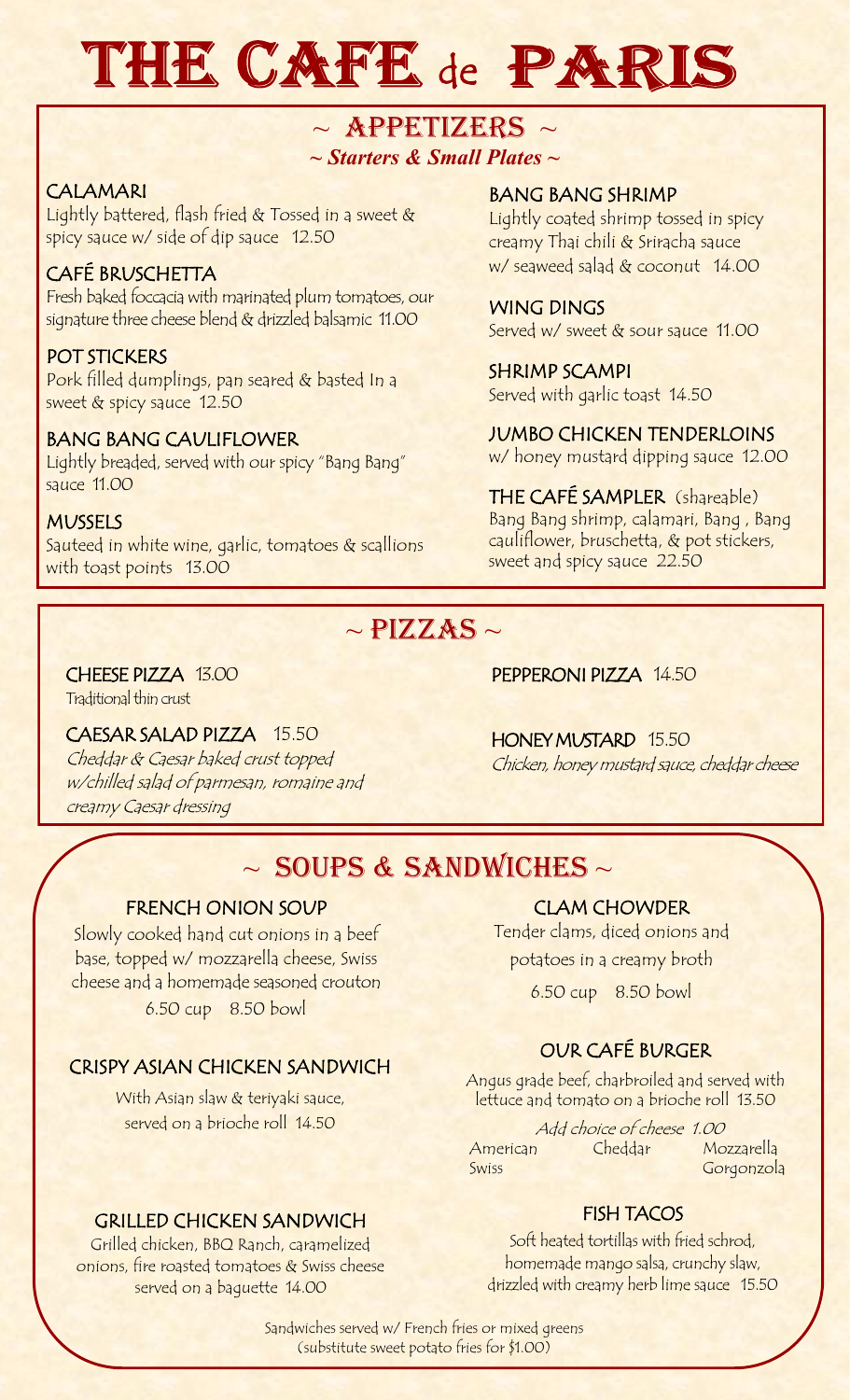# THE CAFE de PARIS

## ~ APPETIZERS ~

***~ Starters & Small Plates ~***

**CALAMARI**
Lightly battered, flash fried & Tossed in a sweet & spicy sauce w/ side of dip sauce 12.50

**CAFÉ BRUSCHETTA**
Fresh baked foccacia with marinated plum tomatoes, our signature three cheese blend & drizzled balsamic 11.00

**POT STICKERS**
Pork filled dumplings, pan seared & basted In a sweet & spicy sauce 12.50

**BANG BANG CAULIFLOWER**
Lightly breaded, served with our spicy "Bang Bang" sauce 11.00

**MUSSELS**
Sauteed in white wine, garlic, tomatoes & scallions with toast points 13.00

**BANG BANG SHRIMP**
Lightly coated shrimp tossed in spicy creamy Thai chili & Sriracha sauce w/ seaweed salad & coconut 14.00

**WING DINGS**
Served w/ sweet & sour sauce 11.00

**SHRIMP SCAMPI**
Served with garlic toast 14.50

**JUMBO CHICKEN TENDERLOINS**
w/ honey mustard dipping sauce 12.00

**THE CAFÉ SAMPLER** (shareable)
Bang Bang shrimp, calamari, Bang , Bang cauliflower, bruschetta, & pot stickers, sweet and spicy sauce 22.50

## ~ PIZZAS ~

**CHEESE PIZZA** 13.00
Traditional thin crust

**CAESAR SALAD PIZZA** 15.50
*Cheddar & Caesar baked crust topped w/chilled salad of parmesan, romaine and creamy Caesar dressing*

**PEPPERONI PIZZA** 14.50

**HONEY MUSTARD** 15.50
*Chicken, honey mustard sauce, cheddar cheese*

## ~ SOUPS & SANDWICHES ~

**FRENCH ONION SOUP**
Slowly cooked hand cut onions in a beef base, topped w/ mozzarella cheese, Swiss cheese and a homemade seasoned crouton
6.50 cup 8.50 bowl

**CRISPY ASIAN CHICKEN SANDWICH**
With Asian slaw & teriyaki sauce, served on a brioche roll 14.50

**GRILLED CHICKEN SANDWICH**
Grilled chicken, BBQ Ranch, caramelized onions, fire roasted tomatoes & Swiss cheese served on a baguette 14.00

**CLAM CHOWDER**
Tender clams, diced onions and potatoes in a creamy broth
6.50 cup 8.50 bowl

**OUR CAFÉ BURGER**
Angus grade beef, charbroiled and served with lettuce and tomato on a brioche roll 13.50

*Add choice of cheese 1.00*
American, Cheddar, Mozzarella, Swiss, Gorgonzola

**FISH TACOS**
Soft heated tortillas with fried schrod, homemade mango salsa, crunchy slaw, drizzled with creamy herb lime sauce 15.50

Sandwiches served w/ French fries or mixed greens
(substitute sweet potato fries for $1.00)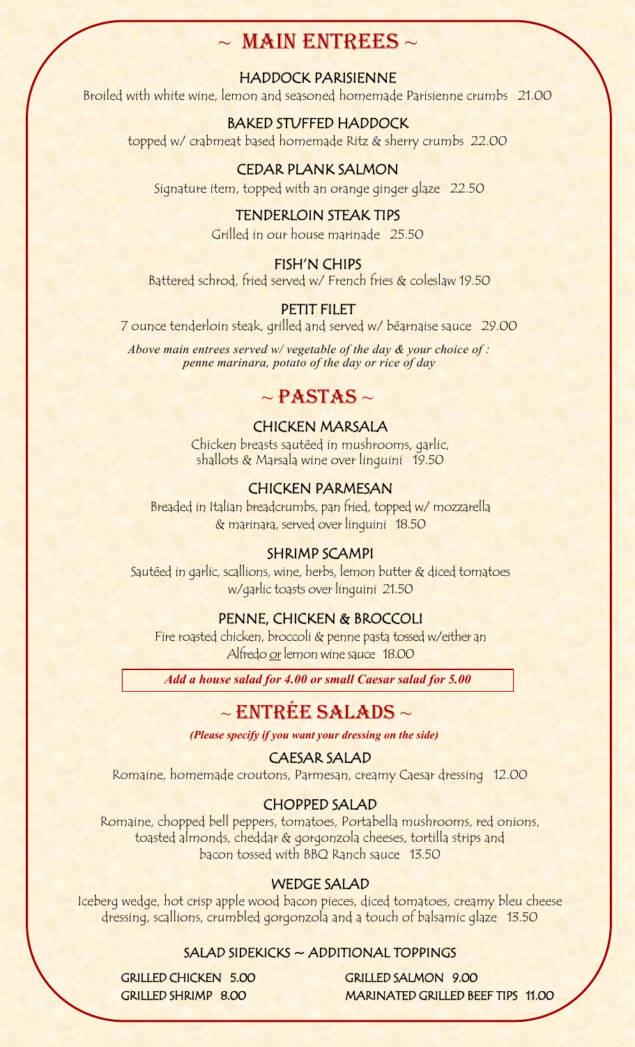# ~ MAIN ENTREES ~

### HADDOCK PARISIENNE

Broiled with white wine, lemon and seasoned homemade Parisienne crumbs 21.00

### BAKED STUFFED HADDOCK

topped w/ crabmeat based homemade Ritz & sherry crumbs 22.00

### CEDAR PLANK SALMON

Signature item, topped with an orange ginger glaze 22.50

### TENDERLOIN STEAK TIPS

Grilled in our house marinade 25.50

### FISH'N CHIPS

Battered schrod, fried served w/ French fries & coleslaw 19.50

### PETIT FILET

7 ounce tenderloin steak, grilled and served w/ béarnaise sauce 29.00

*Above main entrees served w/ vegetable of the day & your choice of : penne marinara, potato of the day or rice of day*

# ~ PASTAS ~

### CHICKEN MARSALA

Chicken breasts sautéed in mushrooms, garlic, shallots & Marsala wine over linguini 19.50

### CHICKEN PARMESAN

Breaded in Italian breadcrumbs, pan fried, topped w/ mozzarella & marinara, served over linguini 18.50

### SHRIMP SCAMPI

Sautéed in garlic, scallions, wine, herbs, lemon butter & diced tomatoes w/garlic toasts over linguini 21.50

### PENNE, CHICKEN & BROCCOLI

Fire roasted chicken, broccoli & penne pasta tossed w/either an Alfredo or lemon wine sauce 18.00

***Add a house salad for 4.00 or small Caesar salad for 5.00***

# ~ ENTRÉE SALADS ~

***(Please specify if you want your dressing on the side)***

### CAESAR SALAD

Romaine, homemade croutons, Parmesan, creamy Caesar dressing 12.00

### CHOPPED SALAD

Romaine, chopped bell peppers, tomatoes, Portabella mushrooms, red onions, toasted almonds, cheddar & gorgonzola cheeses, tortilla strips and bacon tossed with BBQ Ranch sauce 13.50

### WEDGE SALAD

Iceberg wedge, hot crisp apple wood bacon pieces, diced tomatoes, creamy bleu cheese dressing, scallions, crumbled gorgonzola and a touch of balsamic glaze 13.50

### SALAD SIDEKICKS ~ ADDITIONAL TOPPINGS

GRILLED CHICKEN 5.00

GRILLED SALMON 9.00

GRILLED SHRIMP 8.00

MARINATED GRILLED BEEF TIPS 11.00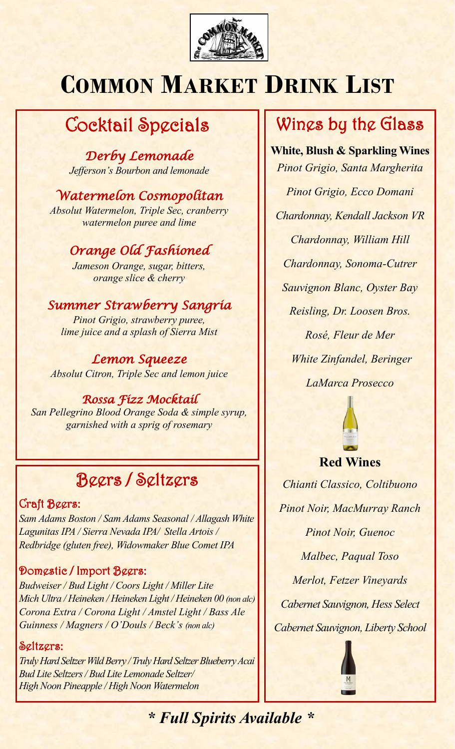# COMMON MARKET DRINK LIST

## Cocktail Specials

### *Derby Lemonade*
*Jefferson's Bourbon and lemonade*

### *Watermelon Cosmopolitan*
*Absolut Watermelon, Triple Sec, cranberry watermelon puree and lime*

### *Orange Old Fashioned*
*Jameson Orange, sugar, bitters, orange slice & cherry*

### *Summer Strawberry Sangria*
*Pinot Grigio, strawberry puree, lime juice and a splash of Sierra Mist*

### *Lemon Squeeze*
*Absolut Citron, Triple Sec and lemon juice*

### *Rossa Fizz Mocktail*
*San Pellegrino Blood Orange Soda & simple syrup, garnished with a sprig of rosemary*

## Beers / Seltzers

### Craft Beers:
*Sam Adams Boston / Sam Adams Seasonal / Allagash White Lagunitas IPA / Sierra Nevada IPA/ Stella Artois / Redbridge (gluten free), Widowmaker Blue Comet IPA*

### Domestic / Import Beers:
*Budweiser / Bud Light / Coors Light / Miller Lite Mich Ultra / Heineken / Heineken Light / Heineken 00 (non alc) Corona Extra / Corona Light / Amstel Light / Bass Ale Guinness / Magners / O'Douls / Beck's (non alc)*

### Seltzers:
*Truly Hard Seltzer Wild Berry / Truly Hard Seltzer Blueberry Acai Bud Lite Seltzers / Bud Lite Lemonade Seltzer/ High Noon Pineapple / High Noon Watermelon*

## Wines by the Glass

**White, Blush & Sparkling Wines**

*Pinot Grigio, Santa Margherita*

*Pinot Grigio, Ecco Domani*

*Chardonnay, Kendall Jackson VR*

*Chardonnay, William Hill*

*Chardonnay, Sonoma-Cutrer*

*Sauvignon Blanc, Oyster Bay*

*Reisling, Dr. Loosen Bros.*

*Rosé, Fleur de Mer*

*White Zinfandel, Beringer*

*LaMarca Prosecco*

**Red Wines**

*Chianti Classico, Coltibuono*

*Pinot Noir, MacMurray Ranch*

*Pinot Noir, Guenoc*

*Malbec, Paqual Toso*

*Merlot, Fetzer Vineyards*

*Cabernet Sauvignon, Hess Select*

*Cabernet Sauvignon, Liberty School*

***\* Full Spirits Available \****